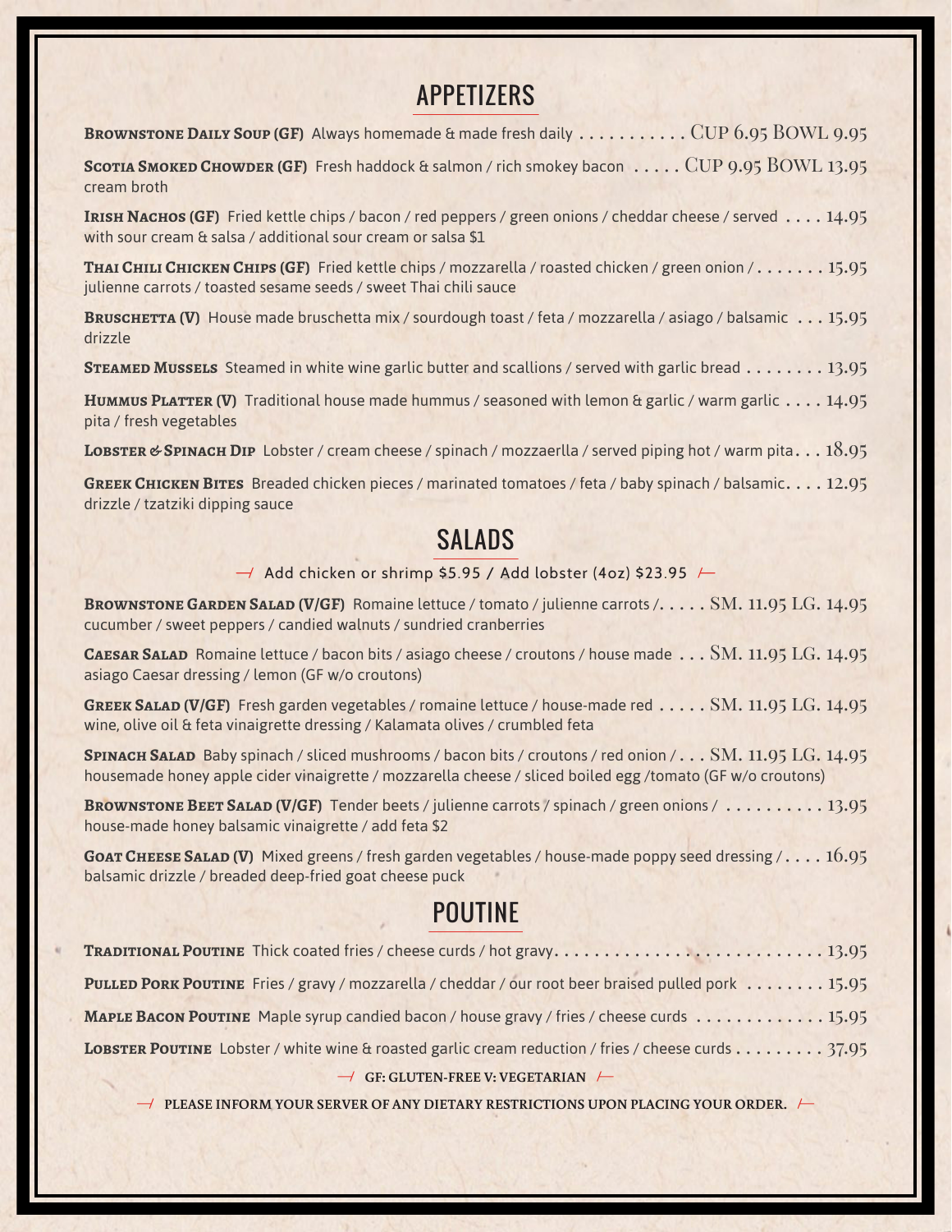# APPETIZERS

**Brownstone Daily Soup (GF)** Always homemade & made fresh daily . . . . . . . . . . . Cup 6.95 Bowl 9.95

**Scotia Smoked Chowder (GF)** Fresh haddock & salmon / rich smokey bacon cream broth . . . . . Cup 9.95 Bowl 13.95

**Irish Nachos (GF)** Fried kettle chips / bacon / red peppers / green onions / cheddar cheese / served with sour cream & salsa / additional sour cream or salsa $1 . . . . 14.95

**Thai Chili Chicken Chips (GF)** Fried kettle chips / mozzarella / roasted chicken / green onion / julienne carrots / toasted sesame seeds / sweet Thai chili sauce . . . . . . . 15.95

**Bruschetta (V)** House made bruschetta mix / sourdough toast / feta / mozzarella / asiago / balsamic drizzle . . . 15.95

**Steamed Mussels** Steamed in white wine garlic butter and scallions / served with garlic bread . . . . . . . . 13.95

**Hummus Platter (V)** Traditional house made hummus / seasoned with lemon & garlic / warm garlic pita / fresh vegetables . . . . 14.95

**Lobster & Spinach Dip** Lobster / cream cheese / spinach / mozzaerlla / served piping hot / warm pita . . . 18.95

**Greek Chicken Bites** Breaded chicken pieces / marinated tomatoes / feta / baby spinach / balsamic drizzle / tzatziki dipping sauce . . . . 12.95

# SALADS

Add chicken or shrimp $5.95 / Add lobster (4oz) $23.95

**Brownstone Garden Salad (V/GF)** Romaine lettuce / tomato / julienne carrots / cucumber / sweet peppers / candied walnuts / sundried cranberries . . . . . SM. 11.95 LG. 14.95

**Caesar Salad** Romaine lettuce / bacon bits / asiago cheese / croutons / house made asiago Caesar dressing / lemon (GF w/o croutons) . . . SM. 11.95 LG. 14.95

**Greek Salad (V/GF)** Fresh garden vegetables / romaine lettuce / house-made red wine, olive oil & feta vinaigrette dressing / Kalamata olives / crumbled feta . . . . . SM. 11.95 LG. 14.95

**Spinach Salad** Baby spinach / sliced mushrooms / bacon bits / croutons / red onion / housemade honey apple cider vinaigrette / mozzarella cheese / sliced boiled egg /tomato (GF w/o croutons) . . . SM. 11.95 LG. 14.95

**Brownstone Beet Salad (V/GF)** Tender beets / julienne carrots / spinach / green onions / house-made honey balsamic vinaigrette / add feta $2 . . . . . . . . . . 13.95

**Goat Cheese Salad (V)** Mixed greens / fresh garden vegetables / house-made poppy seed dressing / balsamic drizzle / breaded deep-fried goat cheese puck . . . . 16.95

# POUTINE

**Traditional Poutine** Thick coated fries / cheese curds / hot gravy. . . . . . . . . . . . . . . . . . . . . . . . . . . . 13.95

**Pulled Pork Poutine** Fries / gravy / mozzarella / cheddar / our root beer braised pulled pork . . . . . . . . 15.95

**Maple Bacon Poutine** Maple syrup candied bacon / house gravy / fries / cheese curds . . . . . . . . . . . . 15.95

**Lobster Poutine** Lobster / white wine & roasted garlic cream reduction / fries / cheese curds . . . . . . . . . 37.95

**GF: GLUTEN-FREE V: VEGETARIAN**

**PLEASE INFORM YOUR SERVER OF ANY DIETARY RESTRICTIONS UPON PLACING YOUR ORDER.**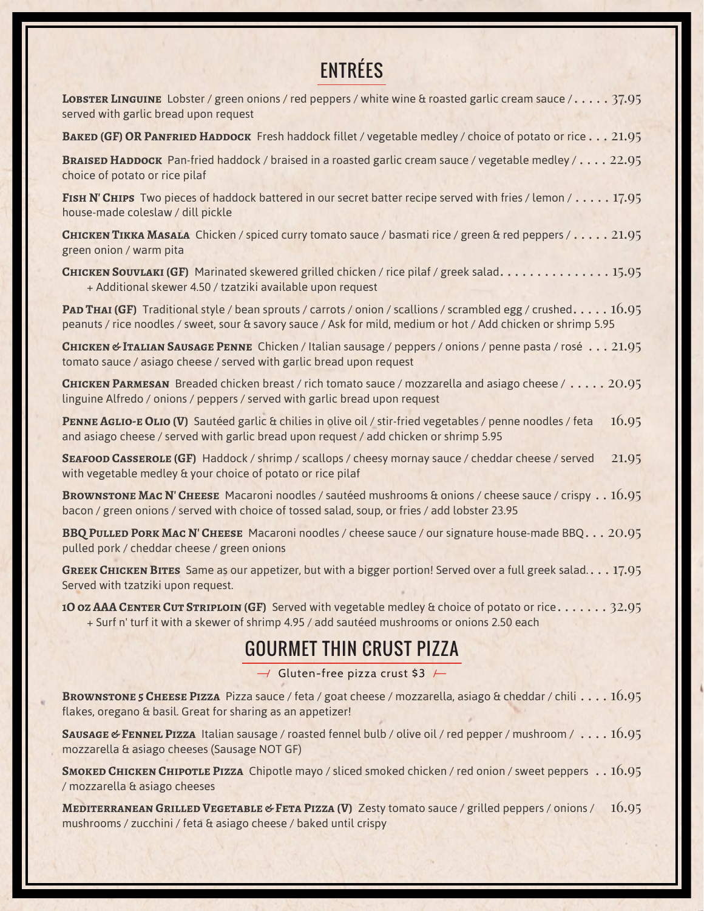# ENTRÉES

**LOBSTER LINGUINE** Lobster / green onions / red peppers / white wine & roasted garlic cream sauce / served with garlic bread upon request . . . . . 37.95

**BAKED (GF) OR PANFRIED HADDOCK** Fresh haddock fillet / vegetable medley / choice of potato or rice . . . 21.95

**BRAISED HADDOCK** Pan-fried haddock / braised in a roasted garlic cream sauce / vegetable medley / choice of potato or rice pilaf . . . . 22.95

**FISH N' CHIPS** Two pieces of haddock battered in our secret batter recipe served with fries / lemon / house-made coleslaw / dill pickle . . . . . 17.95

**CHICKEN TIKKA MASALA** Chicken / spiced curry tomato sauce / basmati rice / green & red peppers / green onion / warm pita . . . . . 21.95

**CHICKEN SOUVLAKI (GF)** Marinated skewered grilled chicken / rice pilaf / greek salad. . . . . . . . . . . . . . . 15.95
+ Additional skewer 4.50 / tzatziki available upon request

**PAD THAI (GF)** Traditional style / bean sprouts / carrots / onion / scallions / scrambled egg / crushed peanuts / rice noodles / sweet, sour & savory sauce / Ask for mild, medium or hot / Add chicken or shrimp 5.95 . . . . . 16.95

**CHICKEN & ITALIAN SAUSAGE PENNE** Chicken / Italian sausage / peppers / onions / penne pasta / rosé tomato sauce / asiago cheese / served with garlic bread upon request . . . 21.95

**CHICKEN PARMESAN** Breaded chicken breast / rich tomato sauce / mozzarella and asiago cheese / linguine Alfredo / onions / peppers / served with garlic bread upon request . . . . . 20.95

**PENNE AGLIO-E OLIO (V)** Sautéed garlic & chilies in olive oil / stir-fried vegetables / penne noodles / feta and asiago cheese / served with garlic bread upon request / add chicken or shrimp 5.95 16.95

**SEAFOOD CASSEROLE (GF)** Haddock / shrimp / scallops / cheesy mornay sauce / cheddar cheese / served with vegetable medley & your choice of potato or rice pilaf 21.95

**BROWNSTONE MAC N' CHEESE** Macaroni noodles / sautéed mushrooms & onions / cheese sauce / crispy bacon / green onions / served with choice of tossed salad, soup, or fries / add lobster 23.95 . . 16.95

**BBQ PULLED PORK MAC N' CHEESE** Macaroni noodles / cheese sauce / our signature house-made BBQ pulled pork / cheddar cheese / green onions . . . 20.95

**GREEK CHICKEN BITES** Same as our appetizer, but with a bigger portion! Served over a full greek salad. Served with tzatziki upon request. . . . 17.95

**10 OZ AAA CENTER CUT STRIPLOIN (GF)** Served with vegetable medley & choice of potato or rice. . . . . . . 32.95
+ Surf n' turf it with a skewer of shrimp 4.95 / add sautéed mushrooms or onions 2.50 each

# GOURMET THIN CRUST PIZZA

Gluten-free pizza crust $3

**BROWNSTONE 5 CHEESE PIZZA** Pizza sauce / feta / goat cheese / mozzarella, asiago & cheddar / chili flakes, oregano & basil. Great for sharing as an appetizer! . . . . 16.95

**SAUSAGE & FENNEL PIZZA** Italian sausage / roasted fennel bulb / olive oil / red pepper / mushroom / mozzarella & asiago cheeses (Sausage NOT GF) . . . . 16.95

**SMOKED CHICKEN CHIPOTLE PIZZA** Chipotle mayo / sliced smoked chicken / red onion / sweet peppers / mozzarella & asiago cheeses . . 16.95

**MEDITERRANEAN GRILLED VEGETABLE & FETA PIZZA (V)** Zesty tomato sauce / grilled peppers / onions / mushrooms / zucchini / feta & asiago cheese / baked until crispy 16.95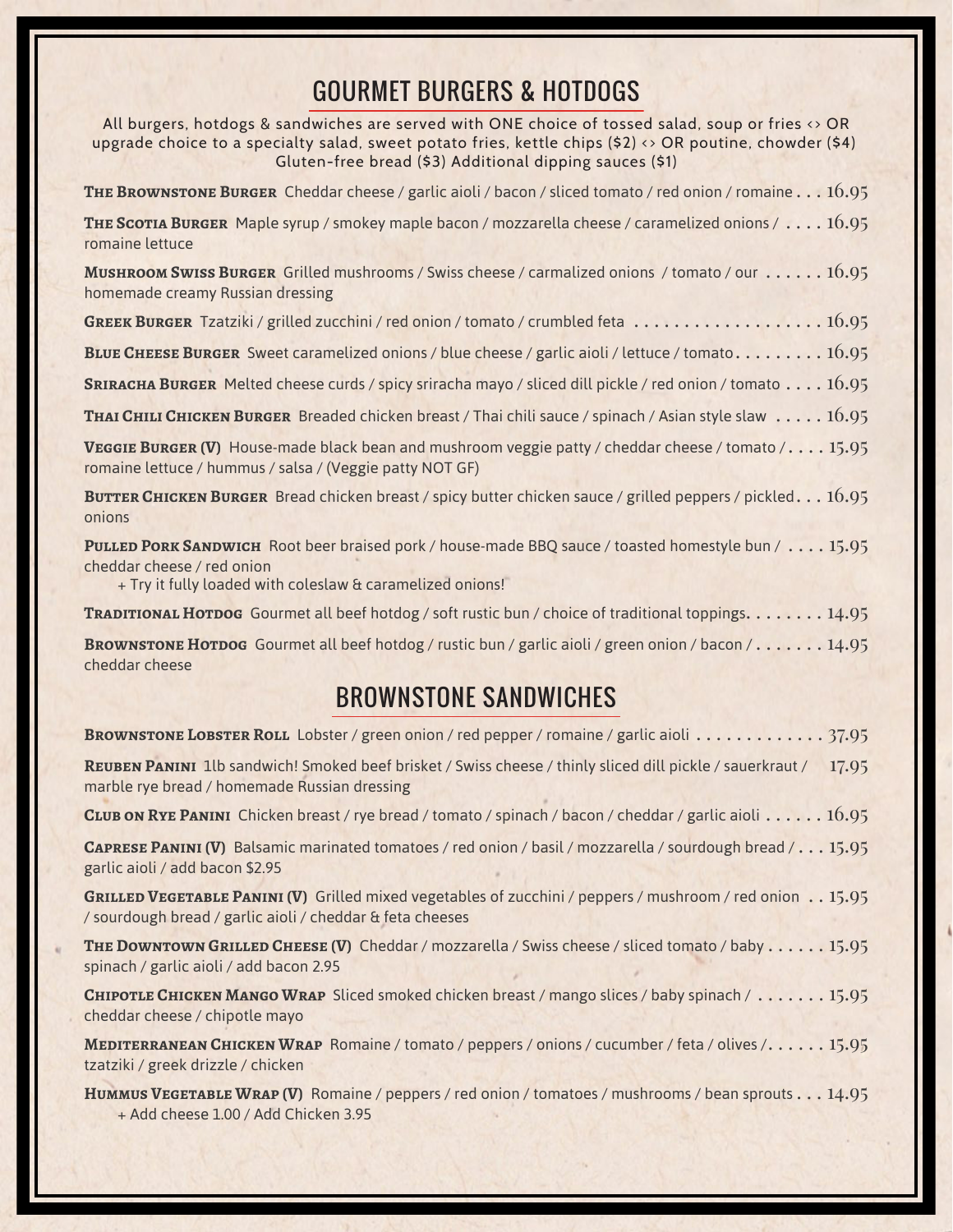## GOURMET BURGERS & HOTDOGS

All burgers, hotdogs & sandwiches are served with ONE choice of tossed salad, soup or fries <> OR upgrade choice to a specialty salad, sweet potato fries, kettle chips ($2) <> OR poutine, chowder ($4) Gluten-free bread ($3) Additional dipping sauces ($1)

**The Brownstone Burger** Cheddar cheese / garlic aioli / bacon / sliced tomato / red onion / romaine . . . 16.95

**The Scotia Burger** Maple syrup / smokey maple bacon / mozzarella cheese / caramelized onions / romaine lettuce . . . . 16.95

**Mushroom Swiss Burger** Grilled mushrooms / Swiss cheese / carmalized onions / tomato / our homemade creamy Russian dressing . . . . . . 16.95

**Greek Burger** Tzatziki / grilled zucchini / red onion / tomato / crumbled feta . . . . . . . . . . . . . . . . . . 16.95

**Blue Cheese Burger** Sweet caramelized onions / blue cheese / garlic aioli / lettuce / tomato. . . . . . . . . 16.95

**Sriracha Burger** Melted cheese curds / spicy sriracha mayo / sliced dill pickle / red onion / tomato . . . . 16.95

**Thai Chili Chicken Burger** Breaded chicken breast / Thai chili sauce / spinach / Asian style slaw . . . . . 16.95

**Veggie Burger (V)** House-made black bean and mushroom veggie patty / cheddar cheese / tomato / romaine lettuce / hummus / salsa / (Veggie patty NOT GF) . . . . 15.95

**Butter Chicken Burger** Bread chicken breast / spicy butter chicken sauce / grilled peppers / pickled onions . . . 16.95

**Pulled Pork Sandwich** Root beer braised pork / house-made BBQ sauce / toasted homestyle bun / cheddar cheese / red onion . . . . 15.95
+ Try it fully loaded with coleslaw & caramelized onions!

**Traditional Hotdog** Gourmet all beef hotdog / soft rustic bun / choice of traditional toppings. . . . . . . . 14.95

**Brownstone Hotdog** Gourmet all beef hotdog / rustic bun / garlic aioli / green onion / bacon / cheddar cheese . . . . . . . 14.95

## BROWNSTONE SANDWICHES

**Brownstone Lobster Roll** Lobster / green onion / red pepper / romaine / garlic aioli . . . . . . . . . . . . . 37.95

**Reuben Panini** 1lb sandwich! Smoked beef brisket / Swiss cheese / thinly sliced dill pickle / sauerkraut / marble rye bread / homemade Russian dressing 17.95

**Club on Rye Panini** Chicken breast / rye bread / tomato / spinach / bacon / cheddar / garlic aioli . . . . . . 16.95

**Caprese Panini (V)** Balsamic marinated tomatoes / red onion / basil / mozzarella / sourdough bread / garlic aioli / add bacon $2.95 . . . 15.95

**Grilled Vegetable Panini (V)** Grilled mixed vegetables of zucchini / peppers / mushroom / red onion / sourdough bread / garlic aioli / cheddar & feta cheeses . . 15.95

**The Downtown Grilled Cheese (V)** Cheddar / mozzarella / Swiss cheese / sliced tomato / baby spinach / garlic aioli / add bacon 2.95 . . . . . . 15.95

**Chipotle Chicken Mango Wrap** Sliced smoked chicken breast / mango slices / baby spinach / cheddar cheese / chipotle mayo . . . . . . . 15.95

**Mediterranean Chicken Wrap** Romaine / tomato / peppers / onions / cucumber / feta / olives / tzatziki / greek drizzle / chicken . . . . . . 15.95

**Hummus Vegetable Wrap (V)** Romaine / peppers / red onion / tomatoes / mushrooms / bean sprouts . . . 14.95
+ Add cheese 1.00 / Add Chicken 3.95